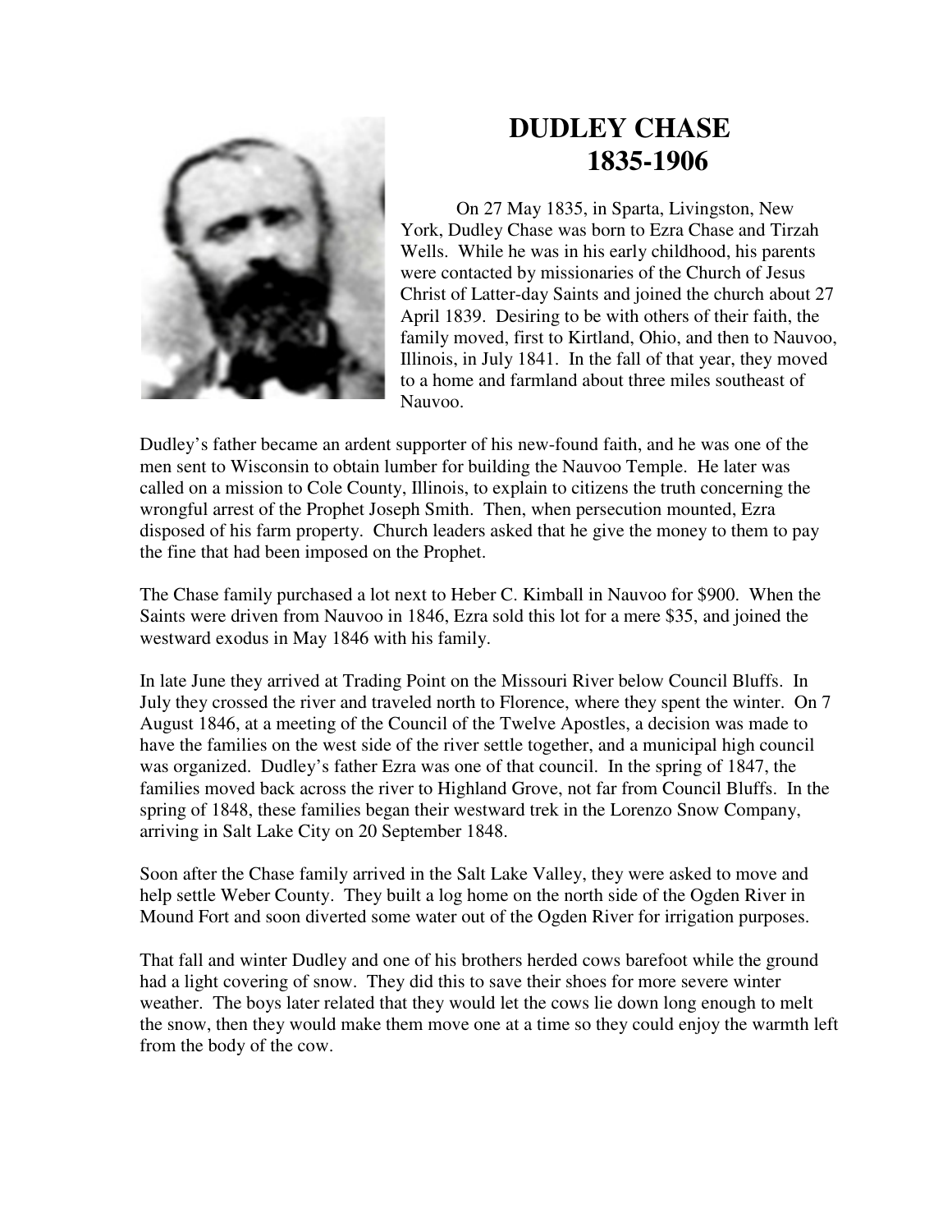# DUDLEY CHASE
## 1835-1906

On 27 May 1835, in Sparta, Livingston, New York, Dudley Chase was born to Ezra Chase and Tirzah Wells. While he was in his early childhood, his parents were contacted by missionaries of the Church of Jesus Christ of Latter-day Saints and joined the church about 27 April 1839. Desiring to be with others of their faith, the family moved, first to Kirtland, Ohio, and then to Nauvoo, Illinois, in July 1841. In the fall of that year, they moved to a home and farmland about three miles southeast of Nauvoo.

Dudley's father became an ardent supporter of his new-found faith, and he was one of the men sent to Wisconsin to obtain lumber for building the Nauvoo Temple. He later was called on a mission to Cole County, Illinois, to explain to citizens the truth concerning the wrongful arrest of the Prophet Joseph Smith. Then, when persecution mounted, Ezra disposed of his farm property. Church leaders asked that he give the money to them to pay the fine that had been imposed on the Prophet.

The Chase family purchased a lot next to Heber C. Kimball in Nauvoo for $900. When the Saints were driven from Nauvoo in 1846, Ezra sold this lot for a mere $35, and joined the westward exodus in May 1846 with his family.

In late June they arrived at Trading Point on the Missouri River below Council Bluffs. In July they crossed the river and traveled north to Florence, where they spent the winter. On 7 August 1846, at a meeting of the Council of the Twelve Apostles, a decision was made to have the families on the west side of the river settle together, and a municipal high council was organized. Dudley's father Ezra was one of that council. In the spring of 1847, the families moved back across the river to Highland Grove, not far from Council Bluffs. In the spring of 1848, these families began their westward trek in the Lorenzo Snow Company, arriving in Salt Lake City on 20 September 1848.

Soon after the Chase family arrived in the Salt Lake Valley, they were asked to move and help settle Weber County. They built a log home on the north side of the Ogden River in Mound Fort and soon diverted some water out of the Ogden River for irrigation purposes.

That fall and winter Dudley and one of his brothers herded cows barefoot while the ground had a light covering of snow. They did this to save their shoes for more severe winter weather. The boys later related that they would let the cows lie down long enough to melt the snow, then they would make them move one at a time so they could enjoy the warmth left from the body of the cow.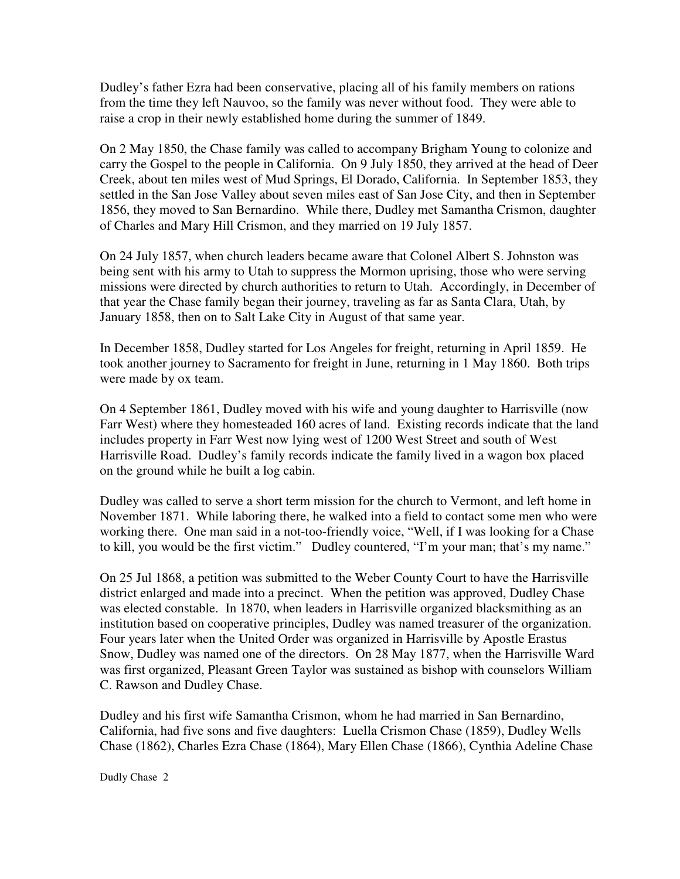Dudley's father Ezra had been conservative, placing all of his family members on rations from the time they left Nauvoo, so the family was never without food. They were able to raise a crop in their newly established home during the summer of 1849.

On 2 May 1850, the Chase family was called to accompany Brigham Young to colonize and carry the Gospel to the people in California. On 9 July 1850, they arrived at the head of Deer Creek, about ten miles west of Mud Springs, El Dorado, California. In September 1853, they settled in the San Jose Valley about seven miles east of San Jose City, and then in September 1856, they moved to San Bernardino. While there, Dudley met Samantha Crismon, daughter of Charles and Mary Hill Crismon, and they married on 19 July 1857.

On 24 July 1857, when church leaders became aware that Colonel Albert S. Johnston was being sent with his army to Utah to suppress the Mormon uprising, those who were serving missions were directed by church authorities to return to Utah. Accordingly, in December of that year the Chase family began their journey, traveling as far as Santa Clara, Utah, by January 1858, then on to Salt Lake City in August of that same year.

In December 1858, Dudley started for Los Angeles for freight, returning in April 1859. He took another journey to Sacramento for freight in June, returning in 1 May 1860. Both trips were made by ox team.

On 4 September 1861, Dudley moved with his wife and young daughter to Harrisville (now Farr West) where they homesteaded 160 acres of land. Existing records indicate that the land includes property in Farr West now lying west of 1200 West Street and south of West Harrisville Road. Dudley's family records indicate the family lived in a wagon box placed on the ground while he built a log cabin.

Dudley was called to serve a short term mission for the church to Vermont, and left home in November 1871. While laboring there, he walked into a field to contact some men who were working there. One man said in a not-too-friendly voice, "Well, if I was looking for a Chase to kill, you would be the first victim." Dudley countered, "I'm your man; that's my name."

On 25 Jul 1868, a petition was submitted to the Weber County Court to have the Harrisville district enlarged and made into a precinct. When the petition was approved, Dudley Chase was elected constable. In 1870, when leaders in Harrisville organized blacksmithing as an institution based on cooperative principles, Dudley was named treasurer of the organization. Four years later when the United Order was organized in Harrisville by Apostle Erastus Snow, Dudley was named one of the directors. On 28 May 1877, when the Harrisville Ward was first organized, Pleasant Green Taylor was sustained as bishop with counselors William C. Rawson and Dudley Chase.

Dudley and his first wife Samantha Crismon, whom he had married in San Bernardino, California, had five sons and five daughters: Luella Crismon Chase (1859), Dudley Wells Chase (1862), Charles Ezra Chase (1864), Mary Ellen Chase (1866), Cynthia Adeline Chase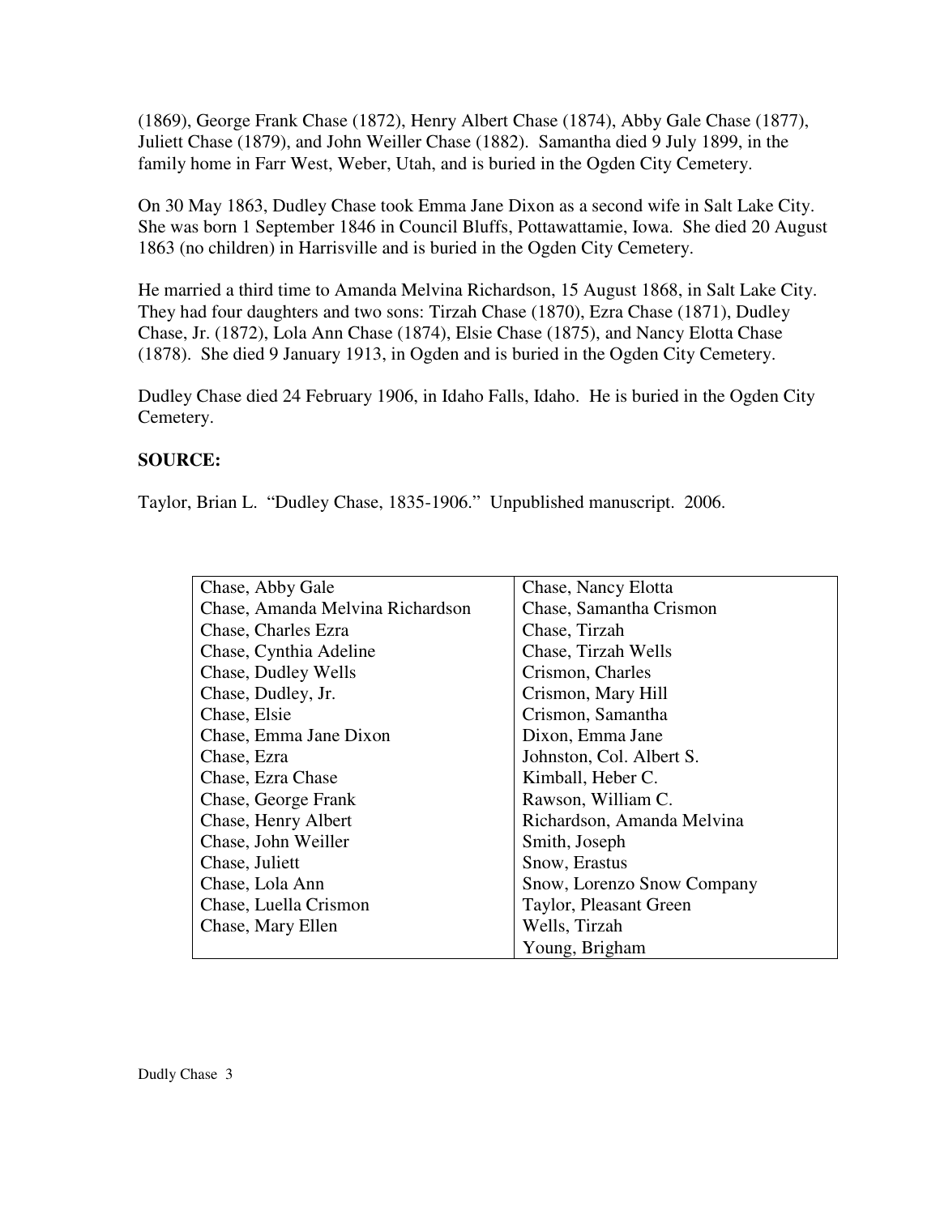(1869), George Frank Chase (1872), Henry Albert Chase (1874), Abby Gale Chase (1877), Juliett Chase (1879), and John Weiller Chase (1882). Samantha died 9 July 1899, in the family home in Farr West, Weber, Utah, and is buried in the Ogden City Cemetery.

On 30 May 1863, Dudley Chase took Emma Jane Dixon as a second wife in Salt Lake City. She was born 1 September 1846 in Council Bluffs, Pottawattamie, Iowa. She died 20 August 1863 (no children) in Harrisville and is buried in the Ogden City Cemetery.

He married a third time to Amanda Melvina Richardson, 15 August 1868, in Salt Lake City. They had four daughters and two sons: Tirzah Chase (1870), Ezra Chase (1871), Dudley Chase, Jr. (1872), Lola Ann Chase (1874), Elsie Chase (1875), and Nancy Elotta Chase (1878). She died 9 January 1913, in Ogden and is buried in the Ogden City Cemetery.

Dudley Chase died 24 February 1906, in Idaho Falls, Idaho. He is buried in the Ogden City Cemetery.

**SOURCE:**

Taylor, Brian L. "Dudley Chase, 1835-1906." Unpublished manuscript. 2006.

| | |
|---|---|
| Chase, Abby Gale | Chase, Nancy Elotta |
| Chase, Amanda Melvina Richardson | Chase, Samantha Crismon |
| Chase, Charles Ezra | Chase, Tirzah |
| Chase, Cynthia Adeline | Chase, Tirzah Wells |
| Chase, Dudley Wells | Crismon, Charles |
| Chase, Dudley, Jr. | Crismon, Mary Hill |
| Chase, Elsie | Crismon, Samantha |
| Chase, Emma Jane Dixon | Dixon, Emma Jane |
| Chase, Ezra | Johnston, Col. Albert S. |
| Chase, Ezra Chase | Kimball, Heber C. |
| Chase, George Frank | Rawson, William C. |
| Chase, Henry Albert | Richardson, Amanda Melvina |
| Chase, John Weiller | Smith, Joseph |
| Chase, Juliett | Snow, Erastus |
| Chase, Lola Ann | Snow, Lorenzo Snow Company |
| Chase, Luella Crismon | Taylor, Pleasant Green |
| Chase, Mary Ellen | Wells, Tirzah |
| | Young, Brigham |